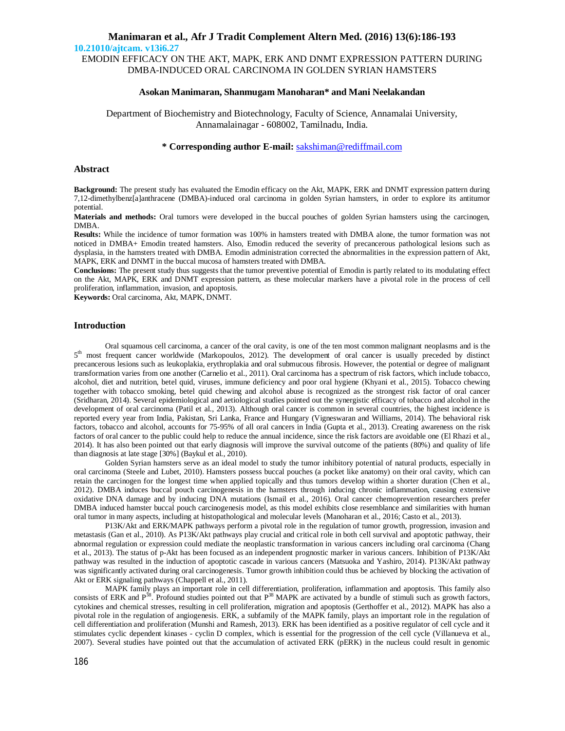10.21010/ajtcam. v13i6.27

# EMODIN EFFICACY ON THE AKT, MAPK, ERK AND DNMT EXPRESSION PATTERN DURING DMBA-INDUCED ORAL CARCINOMA IN GOLDEN SYRIAN HAMSTERS

**Asokan Manimaran, Shanmugam Manoharan* and Mani Neelakandan**

Department of Biochemistry and Biotechnology, Faculty of Science, Annamalai University, Annamalainagar - 608002, Tamilnadu, India.

**\* Corresponding author E-mail:** sakshiman@rediffmail.com

## Abstract

**Background:** The present study has evaluated the Emodin efficacy on the Akt, MAPK, ERK and DNMT expression pattern during 7,12-dimethylbenz[a]anthracene (DMBA)-induced oral carcinoma in golden Syrian hamsters, in order to explore its antitumor potential.

**Materials and methods:** Oral tumors were developed in the buccal pouches of golden Syrian hamsters using the carcinogen, DMBA.

**Results:** While the incidence of tumor formation was 100% in hamsters treated with DMBA alone, the tumor formation was not noticed in DMBA+ Emodin treated hamsters. Also, Emodin reduced the severity of precancerous pathological lesions such as dysplasia, in the hamsters treated with DMBA. Emodin administration corrected the abnormalities in the expression pattern of Akt, MAPK, ERK and DNMT in the buccal mucosa of hamsters treated with DMBA.

**Conclusions:** The present study thus suggests that the tumor preventive potential of Emodin is partly related to its modulating effect on the Akt, MAPK, ERK and DNMT expression pattern, as these molecular markers have a pivotal role in the process of cell proliferation, inflammation, invasion, and apoptosis.

**Keywords:** Oral carcinoma, Akt, MAPK, DNMT.

## Introduction

Oral squamous cell carcinoma, a cancer of the oral cavity, is one of the ten most common malignant neoplasms and is the 5th most frequent cancer worldwide (Markopoulos, 2012). The development of oral cancer is usually preceded by distinct precancerous lesions such as leukoplakia, erythroplakia and oral submucous fibrosis. However, the potential or degree of malignant transformation varies from one another (Carnelio et al., 2011). Oral carcinoma has a spectrum of risk factors, which include tobacco, alcohol, diet and nutrition, betel quid, viruses, immune deficiency and poor oral hygiene (Khyani et al., 2015). Tobacco chewing together with tobacco smoking, betel quid chewing and alcohol abuse is recognized as the strongest risk factor of oral cancer (Sridharan, 2014). Several epidemiological and aetiological studies pointed out the synergistic efficacy of tobacco and alcohol in the development of oral carcinoma (Patil et al., 2013). Although oral cancer is common in several countries, the highest incidence is reported every year from India, Pakistan, Sri Lanka, France and Hungary (Vigneswaran and Williams, 2014). The behavioral risk factors, tobacco and alcohol, accounts for 75-95% of all oral cancers in India (Gupta et al., 2013). Creating awareness on the risk factors of oral cancer to the public could help to reduce the annual incidence, since the risk factors are avoidable one (El Rhazi et al., 2014). It has also been pointed out that early diagnosis will improve the survival outcome of the patients (80%) and quality of life than diagnosis at late stage [30%] (Baykul et al., 2010).

Golden Syrian hamsters serve as an ideal model to study the tumor inhibitory potential of natural products, especially in oral carcinoma (Steele and Lubet, 2010). Hamsters possess buccal pouches (a pocket like anatomy) on their oral cavity, which can retain the carcinogen for the longest time when applied topically and thus tumors develop within a shorter duration (Chen et al., 2012). DMBA induces buccal pouch carcinogenesis in the hamsters through inducing chronic inflammation, causing extensive oxidative DNA damage and by inducing DNA mutations (Ismail et al., 2016). Oral cancer chemoprevention researchers prefer DMBA induced hamster buccal pouch carcinogenesis model, as this model exhibits close resemblance and similarities with human oral tumor in many aspects, including at histopathological and molecular levels (Manoharan et al., 2016; Casto et al., 2013).

P13K/Akt and ERK/MAPK pathways perform a pivotal role in the regulation of tumor growth, progression, invasion and metastasis (Gan et al., 2010). As P13K/Akt pathways play crucial and critical role in both cell survival and apoptotic pathway, their abnormal regulation or expression could mediate the neoplastic transformation in various cancers including oral carcinoma (Chang et al., 2013). The status of p-Akt has been focused as an independent prognostic marker in various cancers. Inhibition of P13K/Akt pathway was resulted in the induction of apoptotic cascade in various cancers (Matsuoka and Yashiro, 2014). P13K/Akt pathway was significantly activated during oral carcinogenesis. Tumor growth inhibition could thus be achieved by blocking the activation of Akt or ERK signaling pathways (Chappell et al., 2011).

MAPK family plays an important role in cell differentiation, proliferation, inflammation and apoptosis. This family also consists of ERK and $P^{38}$. Profound studies pointed out that $P^{38}$ MAPK are activated by a bundle of stimuli such as growth factors, cytokines and chemical stresses, resulting in cell proliferation, migration and apoptosis (Gerthoffer et al., 2012). MAPK has also a pivotal role in the regulation of angiogenesis. ERK, a subfamily of the MAPK family, plays an important role in the regulation of cell differentiation and proliferation (Munshi and Ramesh, 2013). ERK has been identified as a positive regulator of cell cycle and it stimulates cyclic dependent kinases - cyclin D complex, which is essential for the progression of the cell cycle (Villanueva et al., 2007). Several studies have pointed out that the accumulation of activated ERK (pERK) in the nucleus could result in genomic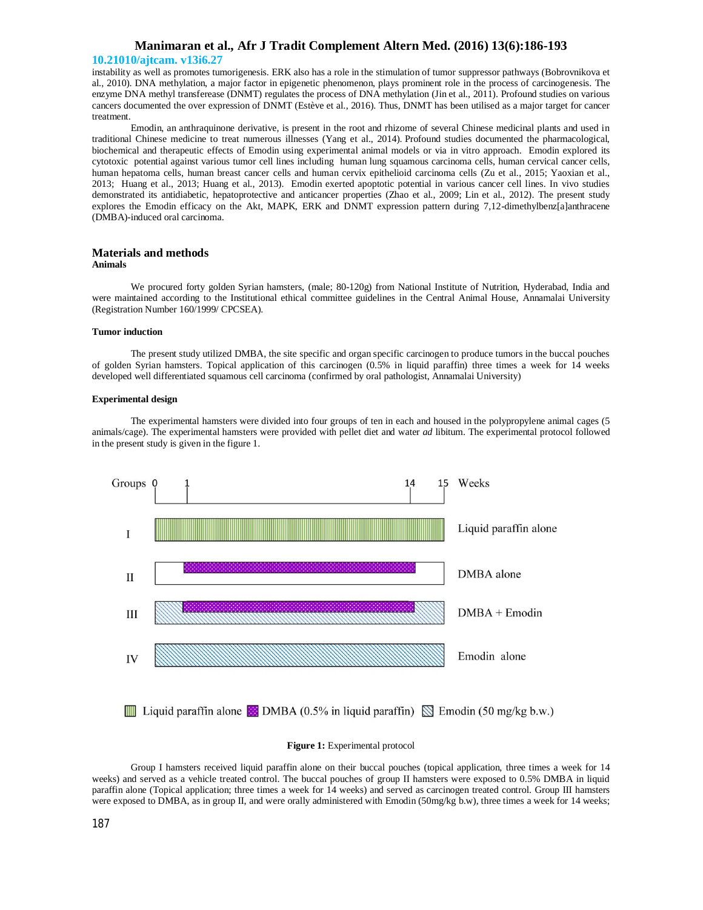instability as well as promotes tumorigenesis. ERK also has a role in the stimulation of tumor suppressor pathways (Bobrovnikova et al., 2010). DNA methylation, a major factor in epigenetic phenomenon, plays prominent role in the process of carcinogenesis. The enzyme DNA methyl transferease (DNMT) regulates the process of DNA methylation (Jin et al., 2011). Profound studies on various cancers documented the over expression of DNMT (Estève et al., 2016). Thus, DNMT has been utilised as a major target for cancer treatment.

Emodin, an anthraquinone derivative, is present in the root and rhizome of several Chinese medicinal plants and used in traditional Chinese medicine to treat numerous illnesses (Yang et al., 2014). Profound studies documented the pharmacological, biochemical and therapeutic effects of Emodin using experimental animal models or via in vitro approach. Emodin explored its cytotoxic potential against various tumor cell lines including human lung squamous carcinoma cells, human cervical cancer cells, human hepatoma cells, human breast cancer cells and human cervix epithelioid carcinoma cells (Zu et al., 2015; Yaoxian et al., 2013; Huang et al., 2013; Huang et al., 2013). Emodin exerted apoptotic potential in various cancer cell lines. In vivo studies demonstrated its antidiabetic, hepatoprotective and anticancer properties (Zhao et al., 2009; Lin et al., 2012). The present study explores the Emodin efficacy on the Akt, MAPK, ERK and DNMT expression pattern during 7,12-dimethylbenz[a]anthracene (DMBA)-induced oral carcinoma.

## Materials and methods

### Animals

We procured forty golden Syrian hamsters, (male; 80-120g) from National Institute of Nutrition, Hyderabad, India and were maintained according to the Institutional ethical committee guidelines in the Central Animal House, Annamalai University (Registration Number 160/1999/ CPCSEA).

### Tumor induction

The present study utilized DMBA, the site specific and organ specific carcinogen to produce tumors in the buccal pouches of golden Syrian hamsters. Topical application of this carcinogen (0.5% in liquid paraffin) three times a week for 14 weeks developed well differentiated squamous cell carcinoma (confirmed by oral pathologist, Annamalai University)

### Experimental design

The experimental hamsters were divided into four groups of ten in each and housed in the polypropylene animal cages (5 animals/cage). The experimental hamsters were provided with pellet diet and water *ad* libitum. The experimental protocol followed in the present study is given in the figure 1.

Groups 0 1 14 15 Weeks

I — Liquid paraffin alone

II — DMBA alone

III — DMBA + Emodin

IV — Emodin alone

Liquid paraffin alone | DMBA (0.5% in liquid paraffin) | Emodin (50 mg/kg b.w.)

**Figure 1:** Experimental protocol

Group I hamsters received liquid paraffin alone on their buccal pouches (topical application, three times a week for 14 weeks) and served as a vehicle treated control. The buccal pouches of group II hamsters were exposed to 0.5% DMBA in liquid paraffin alone (Topical application; three times a week for 14 weeks) and served as carcinogen treated control. Group III hamsters were exposed to DMBA, as in group II, and were orally administered with Emodin (50mg/kg b.w), three times a week for 14 weeks;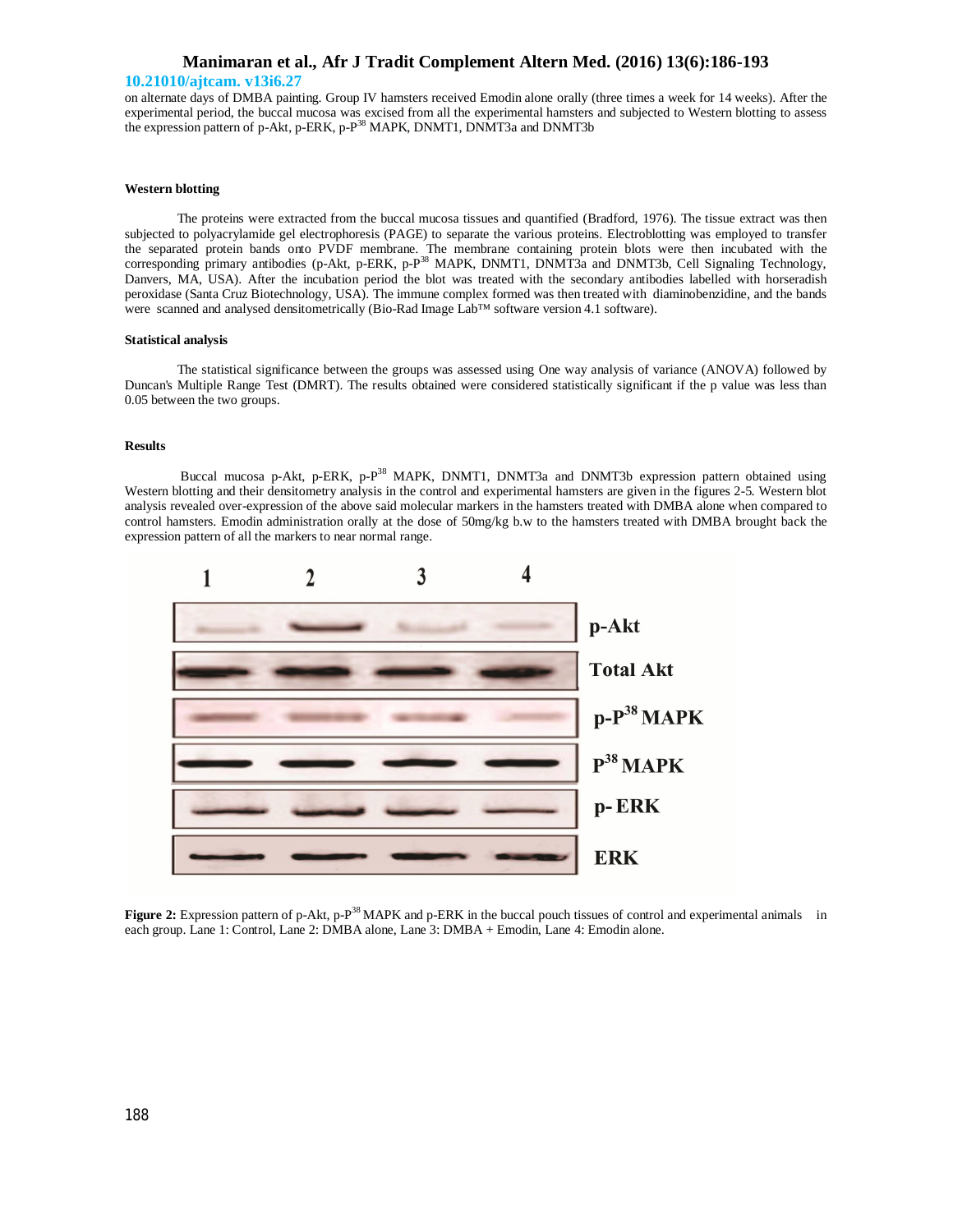on alternate days of DMBA painting. Group IV hamsters received Emodin alone orally (three times a week for 14 weeks). After the experimental period, the buccal mucosa was excised from all the experimental hamsters and subjected to Western blotting to assess the expression pattern of p-Akt, p-ERK, p-$P^{38}$ MAPK, DNMT1, DNMT3a and DNMT3b

**Western blotting**

The proteins were extracted from the buccal mucosa tissues and quantified (Bradford, 1976). The tissue extract was then subjected to polyacrylamide gel electrophoresis (PAGE) to separate the various proteins. Electroblotting was employed to transfer the separated protein bands onto PVDF membrane. The membrane containing protein blots were then incubated with the corresponding primary antibodies (p-Akt, p-ERK, p-$P^{38}$ MAPK, DNMT1, DNMT3a and DNMT3b, Cell Signaling Technology, Danvers, MA, USA). After the incubation period the blot was treated with the secondary antibodies labelled with horseradish peroxidase (Santa Cruz Biotechnology, USA). The immune complex formed was then treated with diaminobenzidine, and the bands were scanned and analysed densitometrically (Bio-Rad Image Lab™ software version 4.1 software).

**Statistical analysis**

The statistical significance between the groups was assessed using One way analysis of variance (ANOVA) followed by Duncan's Multiple Range Test (DMRT). The results obtained were considered statistically significant if the p value was less than 0.05 between the two groups.

**Results**

Buccal mucosa p-Akt, p-ERK, p-$P^{38}$ MAPK, DNMT1, DNMT3a and DNMT3b expression pattern obtained using Western blotting and their densitometry analysis in the control and experimental hamsters are given in the figures 2-5. Western blot analysis revealed over-expression of the above said molecular markers in the hamsters treated with DMBA alone when compared to control hamsters. Emodin administration orally at the dose of 50mg/kg b.w to the hamsters treated with DMBA brought back the expression pattern of all the markers to near normal range.

**Figure 2:** Expression pattern of p-Akt, p-$P^{38}$ MAPK and p-ERK in the buccal pouch tissues of control and experimental animals in each group. Lane 1: Control, Lane 2: DMBA alone, Lane 3: DMBA + Emodin, Lane 4: Emodin alone.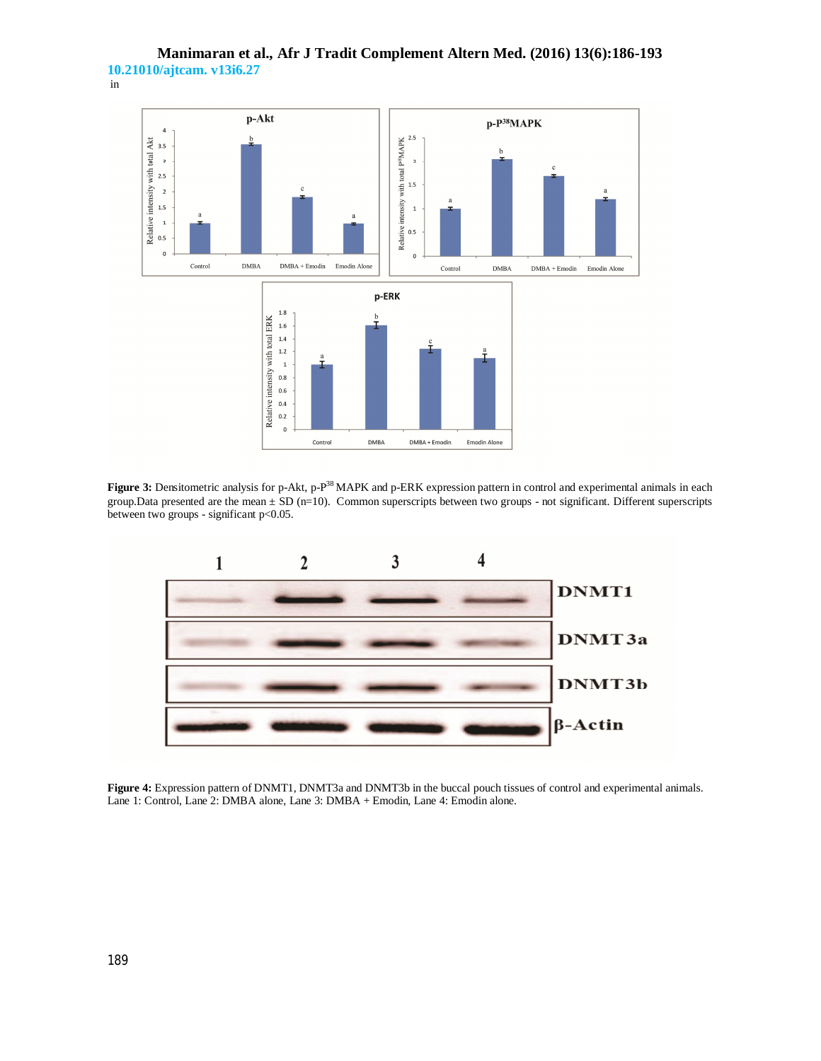in

**Figure 3:** Densitometric analysis for p-Akt, p-P$^{38}$ MAPK and p-ERK expression pattern in control and experimental animals in each group.Data presented are the mean ± SD (n=10). Common superscripts between two groups - not significant. Different superscripts between two groups - significant p<0.05.

**Figure 4:** Expression pattern of DNMT1, DNMT3a and DNMT3b in the buccal pouch tissues of control and experimental animals. Lane 1: Control, Lane 2: DMBA alone, Lane 3: DMBA + Emodin, Lane 4: Emodin alone.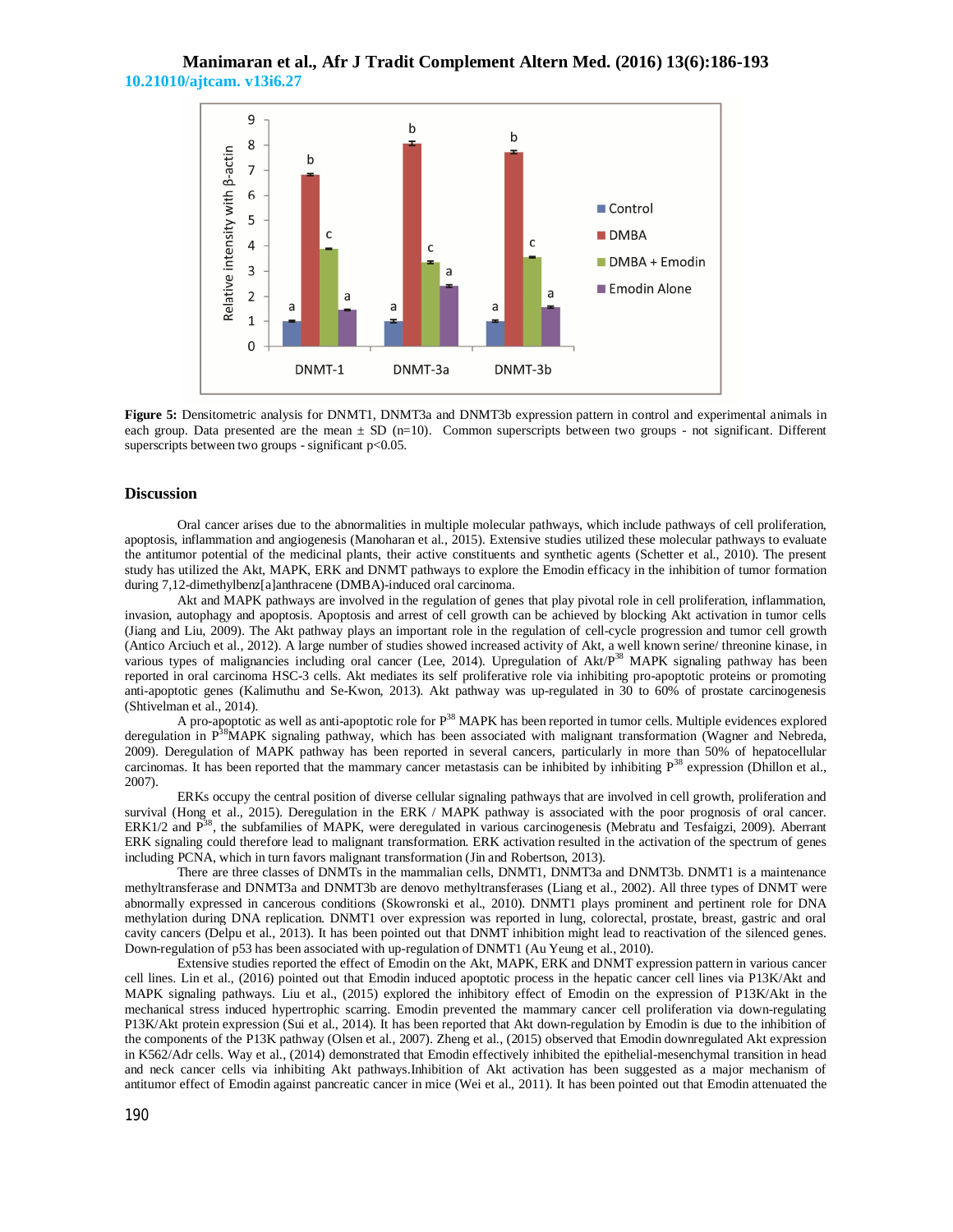Figure 5: Densitometric analysis for DNMT1, DNMT3a and DNMT3b expression pattern in control and experimental animals in each group. Data presented are the mean ± SD (n=10). Common superscripts between two groups - not significant. Different superscripts between two groups - significant $p<0.05$.

## Discussion

Oral cancer arises due to the abnormalities in multiple molecular pathways, which include pathways of cell proliferation, apoptosis, inflammation and angiogenesis (Manoharan et al., 2015). Extensive studies utilized these molecular pathways to evaluate the antitumor potential of the medicinal plants, their active constituents and synthetic agents (Schetter et al., 2010). The present study has utilized the Akt, MAPK, ERK and DNMT pathways to explore the Emodin efficacy in the inhibition of tumor formation during 7,12-dimethylbenz[a]anthracene (DMBA)-induced oral carcinoma.

Akt and MAPK pathways are involved in the regulation of genes that play pivotal role in cell proliferation, inflammation, invasion, autophagy and apoptosis. Apoptosis and arrest of cell growth can be achieved by blocking Akt activation in tumor cells (Jiang and Liu, 2009). The Akt pathway plays an important role in the regulation of cell-cycle progression and tumor cell growth (Antico Arciuch et al., 2012). A large number of studies showed increased activity of Akt, a well known serine/ threonine kinase, in various types of malignancies including oral cancer (Lee, 2014). Upregulation of Akt/$P^{38}$ MAPK signaling pathway has been reported in oral carcinoma HSC-3 cells. Akt mediates its self proliferative role via inhibiting pro-apoptotic proteins or promoting anti-apoptotic genes (Kalimuthu and Se-Kwon, 2013). Akt pathway was up-regulated in 30 to 60% of prostate carcinogenesis (Shtivelman et al., 2014).

A pro-apoptotic as well as anti-apoptotic role for $P^{38}$ MAPK has been reported in tumor cells. Multiple evidences explored deregulation in $P^{38}$MAPK signaling pathway, which has been associated with malignant transformation (Wagner and Nebreda, 2009). Deregulation of MAPK pathway has been reported in several cancers, particularly in more than 50% of hepatocellular carcinomas. It has been reported that the mammary cancer metastasis can be inhibited by inhibiting $P^{38}$ expression (Dhillon et al., 2007).

ERKs occupy the central position of diverse cellular signaling pathways that are involved in cell growth, proliferation and survival (Hong et al., 2015). Deregulation in the ERK / MAPK pathway is associated with the poor prognosis of oral cancer. ERK1/2 and $P^{38}$, the subfamilies of MAPK, were deregulated in various carcinogenesis (Mebratu and Tesfaigzi, 2009). Aberrant ERK signaling could therefore lead to malignant transformation. ERK activation resulted in the activation of the spectrum of genes including PCNA, which in turn favors malignant transformation (Jin and Robertson, 2013).

There are three classes of DNMTs in the mammalian cells, DNMT1, DNMT3a and DNMT3b. DNMT1 is a maintenance methyltransferase and DNMT3a and DNMT3b are denovo methyltransferases (Liang et al., 2002). All three types of DNMT were abnormally expressed in cancerous conditions (Skowronski et al., 2010). DNMT1 plays prominent and pertinent role for DNA methylation during DNA replication. DNMT1 over expression was reported in lung, colorectal, prostate, breast, gastric and oral cavity cancers (Delpu et al., 2013). It has been pointed out that DNMT inhibition might lead to reactivation of the silenced genes. Down-regulation of p53 has been associated with up-regulation of DNMT1 (Au Yeung et al., 2010).

Extensive studies reported the effect of Emodin on the Akt, MAPK, ERK and DNMT expression pattern in various cancer cell lines. Lin et al., (2016) pointed out that Emodin induced apoptotic process in the hepatic cancer cell lines via P13K/Akt and MAPK signaling pathways. Liu et al., (2015) explored the inhibitory effect of Emodin on the expression of P13K/Akt in the mechanical stress induced hypertrophic scarring. Emodin prevented the mammary cancer cell proliferation via down-regulating P13K/Akt protein expression (Sui et al., 2014). It has been reported that Akt down-regulation by Emodin is due to the inhibition of the components of the P13K pathway (Olsen et al., 2007). Zheng et al., (2015) observed that Emodin downregulated Akt expression in K562/Adr cells. Way et al., (2014) demonstrated that Emodin effectively inhibited the epithelial-mesenchymal transition in head and neck cancer cells via inhibiting Akt pathways.Inhibition of Akt activation has been suggested as a major mechanism of antitumor effect of Emodin against pancreatic cancer in mice (Wei et al., 2011). It has been pointed out that Emodin attenuated the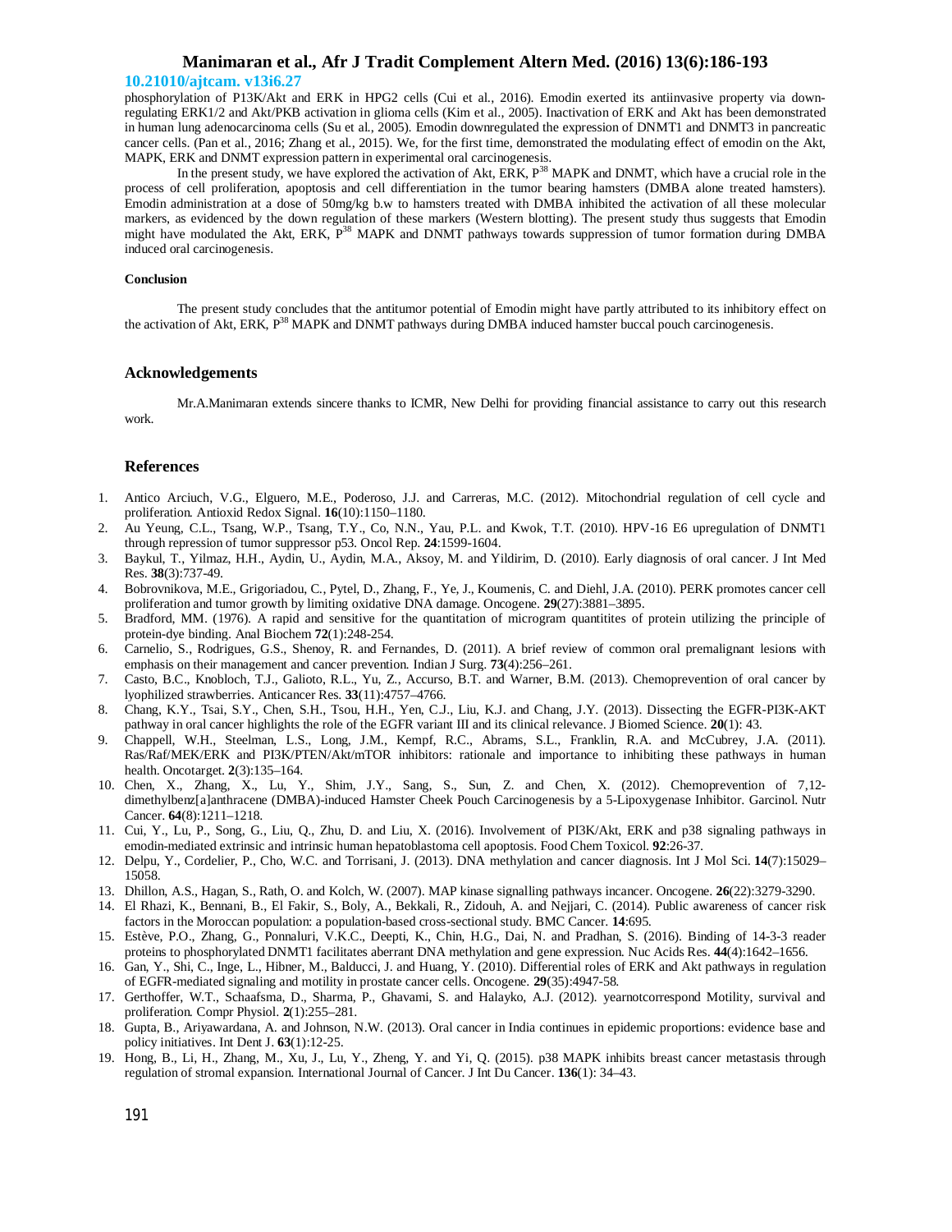phosphorylation of P13K/Akt and ERK in HPG2 cells (Cui et al., 2016). Emodin exerted its antiinvasive property via down-regulating ERK1/2 and Akt/PKB activation in glioma cells (Kim et al., 2005). Inactivation of ERK and Akt has been demonstrated in human lung adenocarcinoma cells (Su et al., 2005). Emodin downregulated the expression of DNMT1 and DNMT3 in pancreatic cancer cells. (Pan et al., 2016; Zhang et al., 2015). We, for the first time, demonstrated the modulating effect of emodin on the Akt, MAPK, ERK and DNMT expression pattern in experimental oral carcinogenesis.

In the present study, we have explored the activation of Akt, ERK, $P^{38}$ MAPK and DNMT, which have a crucial role in the process of cell proliferation, apoptosis and cell differentiation in the tumor bearing hamsters (DMBA alone treated hamsters). Emodin administration at a dose of 50mg/kg b.w to hamsters treated with DMBA inhibited the activation of all these molecular markers, as evidenced by the down regulation of these markers (Western blotting). The present study thus suggests that Emodin might have modulated the Akt, ERK, $P^{38}$ MAPK and DNMT pathways towards suppression of tumor formation during DMBA induced oral carcinogenesis.

#### Conclusion

The present study concludes that the antitumor potential of Emodin might have partly attributed to its inhibitory effect on the activation of Akt, ERK, $P^{38}$ MAPK and DNMT pathways during DMBA induced hamster buccal pouch carcinogenesis.

## Acknowledgements

Mr.A.Manimaran extends sincere thanks to ICMR, New Delhi for providing financial assistance to carry out this research work.

## References

1. Antico Arciuch, V.G., Elguero, M.E., Poderoso, J.J. and Carreras, M.C. (2012). Mitochondrial regulation of cell cycle and proliferation. Antioxid Redox Signal. **16**(10):1150–1180.
2. Au Yeung, C.L., Tsang, W.P., Tsang, T.Y., Co, N.N., Yau, P.L. and Kwok, T.T. (2010). HPV-16 E6 upregulation of DNMT1 through repression of tumor suppressor p53. Oncol Rep. **24**:1599-1604.
3. Baykul, T., Yilmaz, H.H., Aydin, U., Aydin, M.A., Aksoy, M. and Yildirim, D. (2010). Early diagnosis of oral cancer. J Int Med Res. **38**(3):737-49.
4. Bobrovnikova, M.E., Grigoriadou, C., Pytel, D., Zhang, F., Ye, J., Koumenis, C. and Diehl, J.A. (2010). PERK promotes cancer cell proliferation and tumor growth by limiting oxidative DNA damage. Oncogene. **29**(27):3881–3895.
5. Bradford, MM. (1976). A rapid and sensitive for the quantitation of microgram quantitites of protein utilizing the principle of protein-dye binding. Anal Biochem **72**(1):248-254.
6. Carnelio, S., Rodrigues, G.S., Shenoy, R. and Fernandes, D. (2011). A brief review of common oral premalignant lesions with emphasis on their management and cancer prevention. Indian J Surg. **73**(4):256–261.
7. Casto, B.C., Knobloch, T.J., Galioto, R.L., Yu, Z., Accurso, B.T. and Warner, B.M. (2013). Chemoprevention of oral cancer by lyophilized strawberries. Anticancer Res. **33**(11):4757–4766.
8. Chang, K.Y., Tsai, S.Y., Chen, S.H., Tsou, H.H., Yen, C.J., Liu, K.J. and Chang, J.Y. (2013). Dissecting the EGFR-PI3K-AKT pathway in oral cancer highlights the role of the EGFR variant III and its clinical relevance. J Biomed Science. **20**(1): 43.
9. Chappell, W.H., Steelman, L.S., Long, J.M., Kempf, R.C., Abrams, S.L., Franklin, R.A. and McCubrey, J.A. (2011). Ras/Raf/MEK/ERK and PI3K/PTEN/Akt/mTOR inhibitors: rationale and importance to inhibiting these pathways in human health. Oncotarget. **2**(3):135–164.
10. Chen, X., Zhang, X., Lu, Y., Shim, J.Y., Sang, S., Sun, Z. and Chen, X. (2012). Chemoprevention of 7,12-dimethylbenz[a]anthracene (DMBA)-induced Hamster Cheek Pouch Carcinogenesis by a 5-Lipoxygenase Inhibitor. Garcinol. Nutr Cancer. **64**(8):1211–1218.
11. Cui, Y., Lu, P., Song, G., Liu, Q., Zhu, D. and Liu, X. (2016). Involvement of PI3K/Akt, ERK and p38 signaling pathways in emodin-mediated extrinsic and intrinsic human hepatoblastoma cell apoptosis. Food Chem Toxicol. **92**:26-37.
12. Delpu, Y., Cordelier, P., Cho, W.C. and Torrisani, J. (2013). DNA methylation and cancer diagnosis. Int J Mol Sci. **14**(7):15029–15058.
13. Dhillon, A.S., Hagan, S., Rath, O. and Kolch, W. (2007). MAP kinase signalling pathways incancer. Oncogene. **26**(22):3279-3290.
14. El Rhazi, K., Bennani, B., El Fakir, S., Boly, A., Bekkali, R., Zidouh, A. and Nejjari, C. (2014). Public awareness of cancer risk factors in the Moroccan population: a population-based cross-sectional study. BMC Cancer. **14**:695.
15. Estève, P.O., Zhang, G., Ponnaluri, V.K.C., Deepti, K., Chin, H.G., Dai, N. and Pradhan, S. (2016). Binding of 14-3-3 reader proteins to phosphorylated DNMT1 facilitates aberrant DNA methylation and gene expression. Nuc Acids Res. **44**(4):1642–1656.
16. Gan, Y., Shi, C., Inge, L., Hibner, M., Balducci, J. and Huang, Y. (2010). Differential roles of ERK and Akt pathways in regulation of EGFR-mediated signaling and motility in prostate cancer cells. Oncogene. **29**(35):4947-58.
17. Gerthoffer, W.T., Schaafsma, D., Sharma, P., Ghavami, S. and Halayko, A.J. (2012). yearnotcorrespond Motility, survival and proliferation. Compr Physiol. **2**(1):255–281.
18. Gupta, B., Ariyawardana, A. and Johnson, N.W. (2013). Oral cancer in India continues in epidemic proportions: evidence base and policy initiatives. Int Dent J. **63**(1):12-25.
19. Hong, B., Li, H., Zhang, M., Xu, J., Lu, Y., Zheng, Y. and Yi, Q. (2015). p38 MAPK inhibits breast cancer metastasis through regulation of stromal expansion. International Journal of Cancer. J Int Du Cancer. **136**(1): 34–43.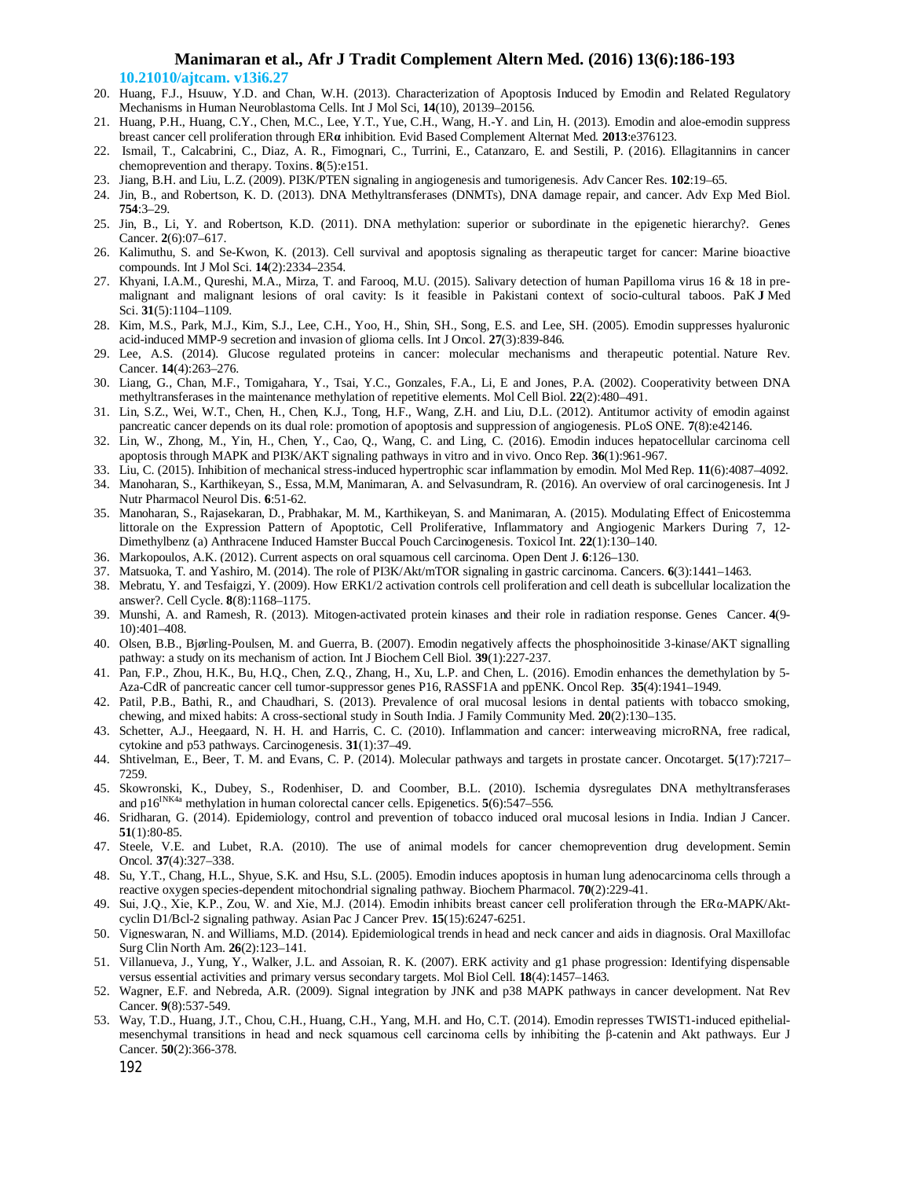20. Huang, F.J., Hsuuw, Y.D. and Chan, W.H. (2013). Characterization of Apoptosis Induced by Emodin and Related Regulatory Mechanisms in Human Neuroblastoma Cells. Int J Mol Sci, **14**(10), 20139–20156.
21. Huang, P.H., Huang, C.Y., Chen, M.C., Lee, Y.T., Yue, C.H., Wang, H.-Y. and Lin, H. (2013). Emodin and aloe-emodin suppress breast cancer cell proliferation through ER**α** inhibition. Evid Based Complement Alternat Med. **2013**:e376123.
22. Ismail, T., Calcabrini, C., Diaz, A. R., Fimognari, C., Turrini, E., Catanzaro, E. and Sestili, P. (2016). Ellagitannins in cancer chemoprevention and therapy. Toxins. **8**(5):e151.
23. Jiang, B.H. and Liu, L.Z. (2009). PI3K/PTEN signaling in angiogenesis and tumorigenesis. Adv Cancer Res. **102**:19–65.
24. Jin, B., and Robertson, K. D. (2013). DNA Methyltransferases (DNMTs), DNA damage repair, and cancer. Adv Exp Med Biol. **754**:3–29.
25. Jin, B., Li, Y. and Robertson, K.D. (2011). DNA methylation: superior or subordinate in the epigenetic hierarchy?. Genes Cancer. **2**(6):07–617.
26. Kalimuthu, S. and Se-Kwon, K. (2013). Cell survival and apoptosis signaling as therapeutic target for cancer: Marine bioactive compounds. Int J Mol Sci. **14**(2):2334–2354.
27. Khyani, I.A.M., Qureshi, M.A., Mirza, T. and Farooq, M.U. (2015). Salivary detection of human Papilloma virus 16 & 18 in pre-malignant and malignant lesions of oral cavity: Is it feasible in Pakistani context of socio-cultural taboos. PaK **J** Med Sci. **31**(5):1104–1109.
28. Kim, M.S., Park, M.J., Kim, S.J., Lee, C.H., Yoo, H., Shin, SH., Song, E.S. and Lee, SH. (2005). Emodin suppresses hyaluronic acid-induced MMP-9 secretion and invasion of glioma cells. Int J Oncol. **27**(3):839-846.
29. Lee, A.S. (2014). Glucose regulated proteins in cancer: molecular mechanisms and therapeutic potential. Nature Rev. Cancer. **14**(4):263–276.
30. Liang, G., Chan, M.F., Tomigahara, Y., Tsai, Y.C., Gonzales, F.A., Li, E and Jones, P.A. (2002). Cooperativity between DNA methyltransferases in the maintenance methylation of repetitive elements. Mol Cell Biol. **22**(2):480–491.
31. Lin, S.Z., Wei, W.T., Chen, H., Chen, K.J., Tong, H.F., Wang, Z.H. and Liu, D.L. (2012). Antitumor activity of emodin against pancreatic cancer depends on its dual role: promotion of apoptosis and suppression of angiogenesis. PLoS ONE. **7**(8):e42146.
32. Lin, W., Zhong, M., Yin, H., Chen, Y., Cao, Q., Wang, C. and Ling, C. (2016). Emodin induces hepatocellular carcinoma cell apoptosis through MAPK and PI3K/AKT signaling pathways in vitro and in vivo. Onco Rep. **36**(1):961-967.
33. Liu, C. (2015). Inhibition of mechanical stress-induced hypertrophic scar inflammation by emodin. Mol Med Rep. **11**(6):4087–4092.
34. Manoharan, S., Karthikeyan, S., Essa, M.M, Manimaran, A. and Selvasundram, R. (2016). An overview of oral carcinogenesis. Int J Nutr Pharmacol Neurol Dis. **6**:51-62.
35. Manoharan, S., Rajasekaran, D., Prabhakar, M. M., Karthikeyan, S. and Manimaran, A. (2015). Modulating Effect of Enicostemma littorale on the Expression Pattern of Apoptotic, Cell Proliferative, Inflammatory and Angiogenic Markers During 7, 12-Dimethylbenz (a) Anthracene Induced Hamster Buccal Pouch Carcinogenesis. Toxicol Int. **22**(1):130–140.
36. Markopoulos, A.K. (2012). Current aspects on oral squamous cell carcinoma. Open Dent J. **6**:126–130.
37. Matsuoka, T. and Yashiro, M. (2014). The role of PI3K/Akt/mTOR signaling in gastric carcinoma. Cancers. **6**(3):1441–1463.
38. Mebratu, Y. and Tesfaigzi, Y. (2009). How ERK1/2 activation controls cell proliferation and cell death is subcellular localization the answer?. Cell Cycle. **8**(8):1168–1175.
39. Munshi, A. and Ramesh, R. (2013). Mitogen-activated protein kinases and their role in radiation response. Genes Cancer. **4**(9-10):401–408.
40. Olsen, B.B., Bjørling-Poulsen, M. and Guerra, B. (2007). Emodin negatively affects the phosphoinositide 3-kinase/AKT signalling pathway: a study on its mechanism of action. Int J Biochem Cell Biol. **39**(1):227-237.
41. Pan, F.P., Zhou, H.K., Bu, H.Q., Chen, Z.Q., Zhang, H., Xu, L.P. and Chen, L. (2016). Emodin enhances the demethylation by 5-Aza-CdR of pancreatic cancer cell tumor-suppressor genes P16, RASSF1A and ppENK. Oncol Rep. **35**(4):1941–1949.
42. Patil, P.B., Bathi, R., and Chaudhari, S. (2013). Prevalence of oral mucosal lesions in dental patients with tobacco smoking, chewing, and mixed habits: A cross-sectional study in South India. J Family Community Med. **20**(2):130–135.
43. Schetter, A.J., Heegaard, N. H. H. and Harris, C. C. (2010). Inflammation and cancer: interweaving microRNA, free radical, cytokine and p53 pathways. Carcinogenesis. **31**(1):37–49.
44. Shtivelman, E., Beer, T. M. and Evans, C. P. (2014). Molecular pathways and targets in prostate cancer. Oncotarget. **5**(17):7217–7259.
45. Skowronski, K., Dubey, S., Rodenhiser, D. and Coomber, B.L. (2010). Ischemia dysregulates DNA methyltransferases and p16$^{INK4a}$ methylation in human colorectal cancer cells. Epigenetics. **5**(6):547–556.
46. Sridharan, G. (2014). Epidemiology, control and prevention of tobacco induced oral mucosal lesions in India. Indian J Cancer. **51**(1):80-85.
47. Steele, V.E. and Lubet, R.A. (2010). The use of animal models for cancer chemoprevention drug development. Semin Oncol. **37**(4):327–338.
48. Su, Y.T., Chang, H.L., Shyue, S.K. and Hsu, S.L. (2005). Emodin induces apoptosis in human lung adenocarcinoma cells through a reactive oxygen species-dependent mitochondrial signaling pathway. Biochem Pharmacol. **70**(2):229-41.
49. Sui, J.Q., Xie, K.P., Zou, W. and Xie, M.J. (2014). Emodin inhibits breast cancer cell proliferation through the ERα-MAPK/Akt-cyclin D1/Bcl-2 signaling pathway. Asian Pac J Cancer Prev. **15**(15):6247-6251.
50. Vigneswaran, N. and Williams, M.D. (2014). Epidemiological trends in head and neck cancer and aids in diagnosis. Oral Maxillofac Surg Clin North Am. **26**(2):123–141.
51. Villanueva, J., Yung, Y., Walker, J.L. and Assoian, R. K. (2007). ERK activity and g1 phase progression: Identifying dispensable versus essential activities and primary versus secondary targets. Mol Biol Cell. **18**(4):1457–1463.
52. Wagner, E.F. and Nebreda, A.R. (2009). Signal integration by JNK and p38 MAPK pathways in cancer development. Nat Rev Cancer. **9**(8):537-549.
53. Way, T.D., Huang, J.T., Chou, C.H., Huang, C.H., Yang, M.H. and Ho, C.T. (2014). Emodin represses TWIST1-induced epithelial-mesenchymal transitions in head and neck squamous cell carcinoma cells by inhibiting the β-catenin and Akt pathways. Eur J Cancer. **50**(2):366-378.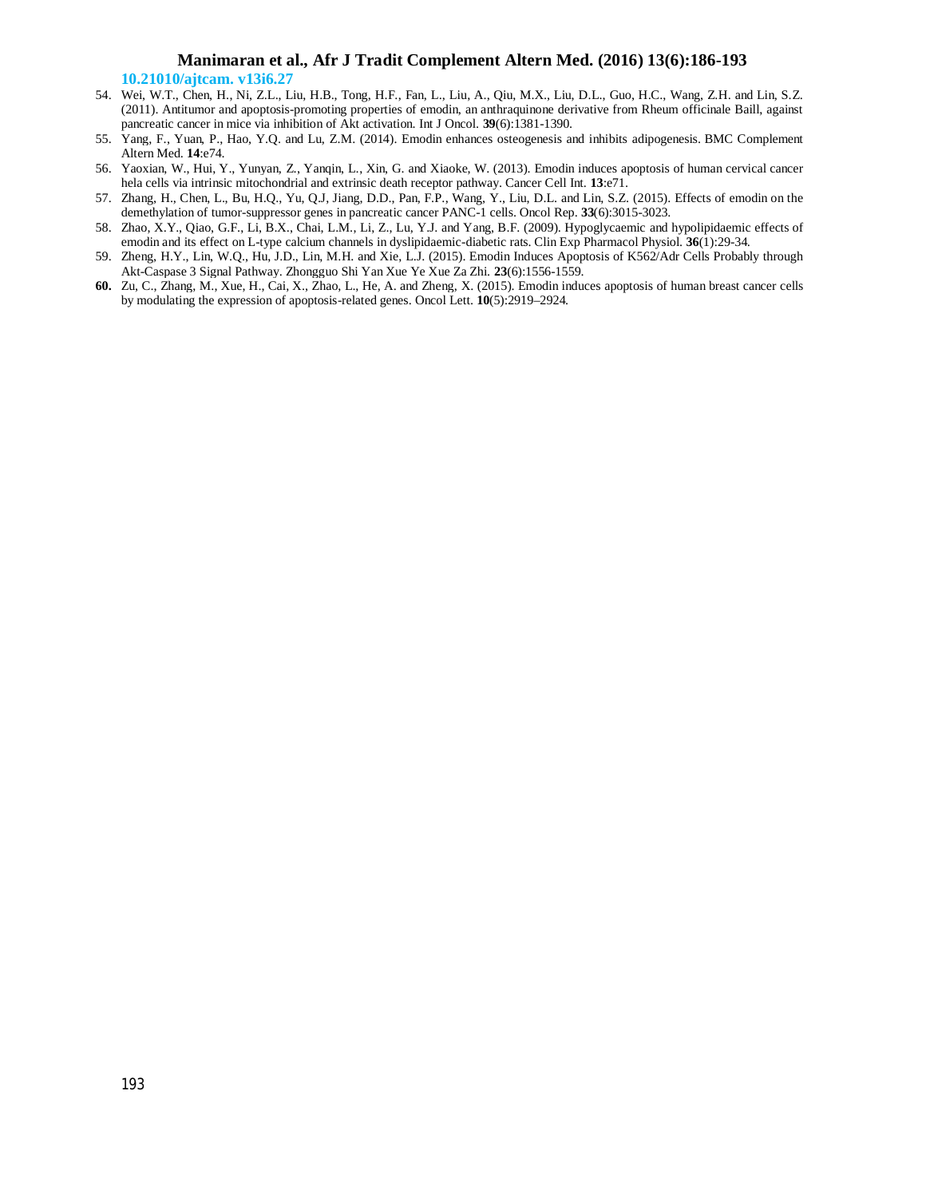54. Wei, W.T., Chen, H., Ni, Z.L., Liu, H.B., Tong, H.F., Fan, L., Liu, A., Qiu, M.X., Liu, D.L., Guo, H.C., Wang, Z.H. and Lin, S.Z. (2011). Antitumor and apoptosis-promoting properties of emodin, an anthraquinone derivative from Rheum officinale Baill, against pancreatic cancer in mice via inhibition of Akt activation. Int J Oncol. **39**(6):1381-1390.
55. Yang, F., Yuan, P., Hao, Y.Q. and Lu, Z.M. (2014). Emodin enhances osteogenesis and inhibits adipogenesis. BMC Complement Altern Med. **14**:e74.
56. Yaoxian, W., Hui, Y., Yunyan, Z., Yanqin, L., Xin, G. and Xiaoke, W. (2013). Emodin induces apoptosis of human cervical cancer hela cells via intrinsic mitochondrial and extrinsic death receptor pathway. Cancer Cell Int. **13**:e71.
57. Zhang, H., Chen, L., Bu, H.Q., Yu, Q.J, Jiang, D.D., Pan, F.P., Wang, Y., Liu, D.L. and Lin, S.Z. (2015). Effects of emodin on the demethylation of tumor-suppressor genes in pancreatic cancer PANC-1 cells. Oncol Rep. **33**(6):3015-3023.
58. Zhao, X.Y., Qiao, G.F., Li, B.X., Chai, L.M., Li, Z., Lu, Y.J. and Yang, B.F. (2009). Hypoglycaemic and hypolipidaemic effects of emodin and its effect on L-type calcium channels in dyslipidaemic-diabetic rats. Clin Exp Pharmacol Physiol. **36**(1):29-34.
59. Zheng, H.Y., Lin, W.Q., Hu, J.D., Lin, M.H. and Xie, L.J. (2015). Emodin Induces Apoptosis of K562/Adr Cells Probably through Akt-Caspase 3 Signal Pathway. Zhongguo Shi Yan Xue Ye Xue Za Zhi. **23**(6):1556-1559.
60. Zu, C., Zhang, M., Xue, H., Cai, X., Zhao, L., He, A. and Zheng, X. (2015). Emodin induces apoptosis of human breast cancer cells by modulating the expression of apoptosis-related genes. Oncol Lett. **10**(5):2919–2924.